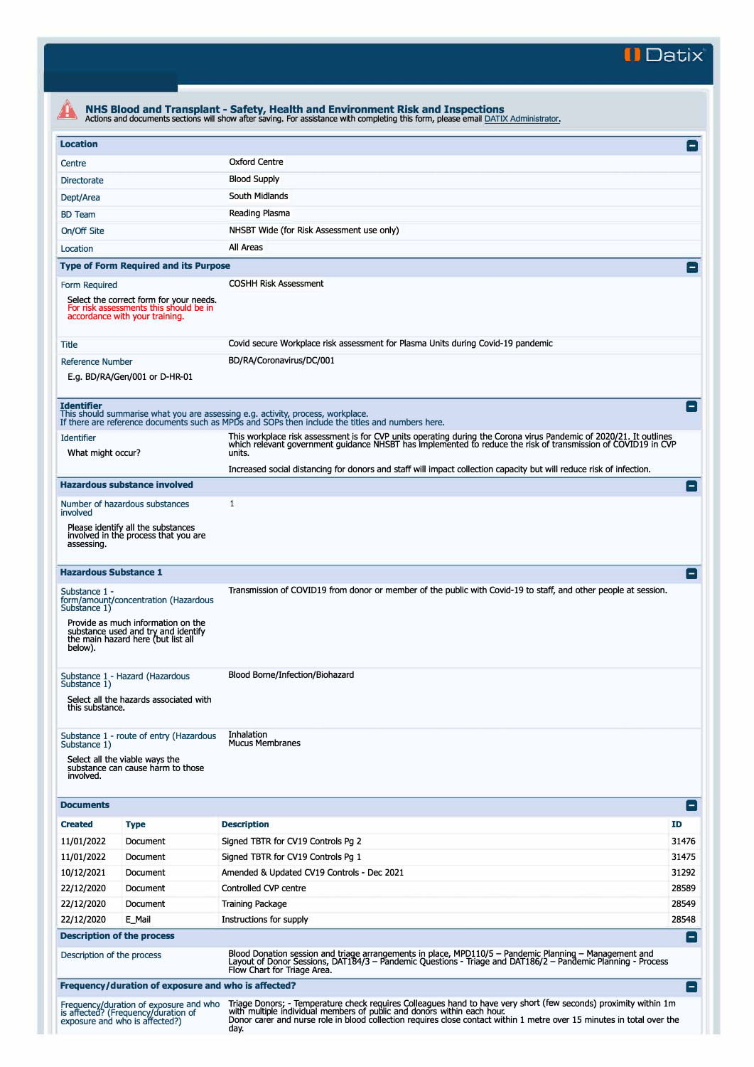Datix

# NHS Blood and Transplant - Safety, Health and Environment Risk and Inspections

Actions and documents sections will show after saving. For assistance with completing this form, please email DATIX Administrator.

## Location

| | |
|---|---|
| Centre | Oxford Centre |
| Directorate | Blood Supply |
| Dept/Area | South Midlands |
| BD Team | Reading Plasma |
| On/Off Site | NHSBT Wide (for Risk Assessment use only) |
| Location | All Areas |

## Type of Form Required and its Purpose

| | |
|---|---|
| Form Required<br>Select the correct form for your needs. For risk assessments this should be in accordance with your training. | COSHH Risk Assessment |
| Title | Covid secure Workplace risk assessment for Plasma Units during Covid-19 pandemic |
| Reference Number<br>E.g. BD/RA/Gen/001 or D-HR-01 | BD/RA/Coronavirus/DC/001 |

## Identifier

This should summarise what you are assessing e.g. activity, process, workplace.
If there are reference documents such as MPDs and SOPs then include the titles and numbers here.

| | |
|---|---|
| Identifier<br>What might occur? | This workplace risk assessment is for CVP units operating during the Corona virus Pandemic of 2020/21. It outlines which relevant government guidance NHSBT has implemented to reduce the risk of transmission of COVID19 in CVP units.<br><br>Increased social distancing for donors and staff will impact collection capacity but will reduce risk of infection. |

## Hazardous substance involved

| | |
|---|---|
| Number of hazardous substances involved<br>Please identify all the substances involved in the process that you are assessing. | 1 |

## Hazardous Substance 1

| | |
|---|---|
| Substance 1 - form/amount/concentration (Hazardous Substance 1)<br>Provide as much information on the substance used and try and identify the main hazard here (but list all below). | Transmission of COVID19 from donor or member of the public with Covid-19 to staff, and other people at session. |
| Substance 1 - Hazard (Hazardous Substance 1)<br>Select all the hazards associated with this substance. | Blood Borne/Infection/Biohazard |
| Substance 1 - route of entry (Hazardous Substance 1)<br>Select all the viable ways the substance can cause harm to those involved. | Inhalation<br>Mucus Membranes |

## Documents

| Created | Type | Description | ID |
|---|---|---|---|
| 11/01/2022 | Document | Signed TBTR for CV19 Controls Pg 2 | 31476 |
| 11/01/2022 | Document | Signed TBTR for CV19 Controls Pg 1 | 31475 |
| 10/12/2021 | Document | Amended & Updated CV19 Controls - Dec 2021 | 31292 |
| 22/12/2020 | Document | Controlled CVP centre | 28589 |
| 22/12/2020 | Document | Training Package | 28549 |
| 22/12/2020 | E_Mail | Instructions for supply | 28548 |

## Description of the process

| | |
|---|---|
| Description of the process | Blood Donation session and triage arrangements in place, MPD110/5 – Pandemic Planning – Management and Layout of Donor Sessions, DAT184/3 – Pandemic Questions - Triage and DAT186/2 – Pandemic Planning - Process Flow Chart for Triage Area. |

## Frequency/duration of exposure and who is affected?

| | |
|---|---|
| Frequency/duration of exposure and who is affected? (Frequency/duration of exposure and who is affected?) | Triage Donors; - Temperature check requires Colleagues hand to have very short (few seconds) proximity within 1m with multiple individual members of public and donors within each hour.<br>Donor carer and nurse role in blood collection requires close contact within 1 metre over 15 minutes in total over the day. |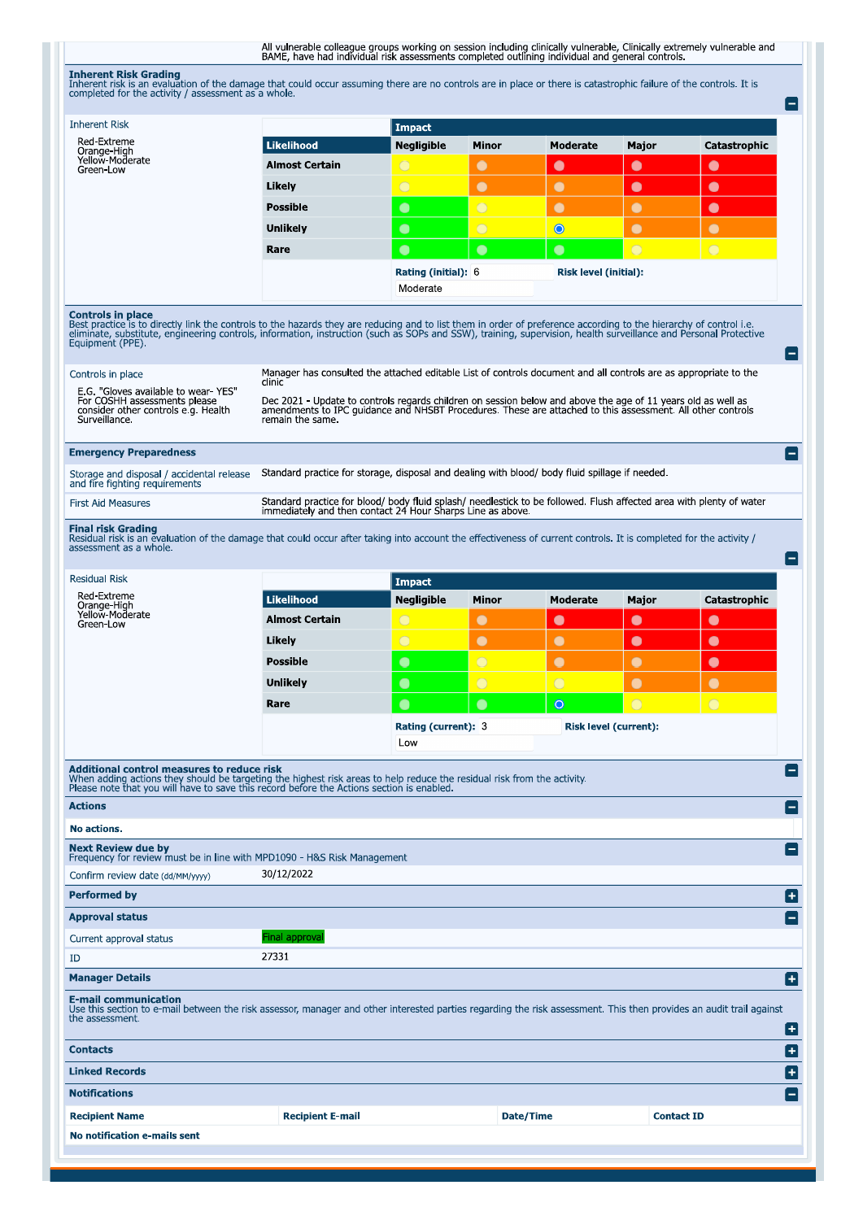All vulnerable colleague groups working on session including clinically vulnerable, Clinically extremely vulnerable and BAME, have had individual risk assessments completed outlining individual and general controls.

## Inherent Risk Grading

Inherent risk is an evaluation of the damage that could occur assuming there are no controls are in place or there is catastrophic failure of the controls. It is completed for the activity / assessment as a whole.

**Inherent Risk**

Red-Extreme
Orange-High
Yellow-Moderate
Green-Low

| | Impact | | | | |
|---|---|---|---|---|---|
| **Likelihood** | **Negligible** | **Minor** | **Moderate** | **Major** | **Catastrophic** |
| **Almost Certain** | Yellow | Orange | Red | Red | Red |
| **Likely** | Yellow | Orange | Orange | Red | Red |
| **Possible** | Green | Yellow | Orange | Orange | Red |
| **Unlikely** | Green | Yellow | Yellow (selected) | Orange | Orange |
| **Rare** | Green | Green | Green | Yellow | Yellow |

**Rating (initial):** 6 **Risk level (initial):** Moderate

## Controls in place

Best practice is to directly link the controls to the hazards they are reducing and to list them in order of preference according to the hierarchy of control i.e. eliminate, substitute, engineering controls, information, instruction (such as SOPs and SSW), training, supervision, health surveillance and Personal Protective Equipment (PPE).

**Controls in place**

E.G. "Gloves available to wear- YES" For COSHH assessments please consider other controls e.g. Health Surveillance.

Manager has consulted the attached editable List of controls document and all controls are as appropriate to the clinic

Dec 2021 - Update to controls regards children on session below and above the age of 11 years old as well as amendments to IPC guidance and NHSBT Procedures. These are attached to this assessment. All other controls remain the same.

## Emergency Preparedness

**Storage and disposal / accidental release and fire fighting requirements:** Standard practice for storage, disposal and dealing with blood/ body fluid spillage if needed.

**First Aid Measures:** Standard practice for blood/ body fluid splash/ needlestick to be followed. Flush affected area with plenty of water immediately and then contact 24 Hour Sharps Line as above.

## Final risk Grading

Residual risk is an evaluation of the damage that could occur after taking into account the effectiveness of current controls. It is completed for the activity / assessment as a whole.

**Residual Risk**

Red-Extreme
Orange-High
Yellow-Moderate
Green-Low

| | Impact | | | | |
|---|---|---|---|---|---|
| **Likelihood** | **Negligible** | **Minor** | **Moderate** | **Major** | **Catastrophic** |
| **Almost Certain** | Yellow | Orange | Red | Red | Red |
| **Likely** | Yellow | Orange | Orange | Red | Red |
| **Possible** | Green | Yellow | Orange | Orange | Red |
| **Unlikely** | Green | Yellow | Yellow | Orange | Orange |
| **Rare** | Green | Green | Green (selected) | Yellow | Yellow |

**Rating (current):** 3 **Risk level (current):** Low

## Additional control measures to reduce risk

When adding actions they should be targeting the highest risk areas to help reduce the residual risk from the activity.
Please note that you will have to save this record before the Actions section is enabled.

### Actions

**No actions.**

## Next Review due by

Frequency for review must be in line with MPD1090 - H&S Risk Management

Confirm review date (dd/MM/yyyy): 30/12/2022

## Performed by

## Approval status

Current approval status: Final approval

ID: 27331

## Manager Details

## E-mail communication

Use this section to e-mail between the risk assessor, manager and other interested parties regarding the risk assessment. This then provides an audit trail against the assessment.

## Contacts

## Linked Records

## Notifications

| Recipient Name | Recipient E-mail | Date/Time | Contact ID |
|---|---|---|---|
| **No notification e-mails sent** | | | |